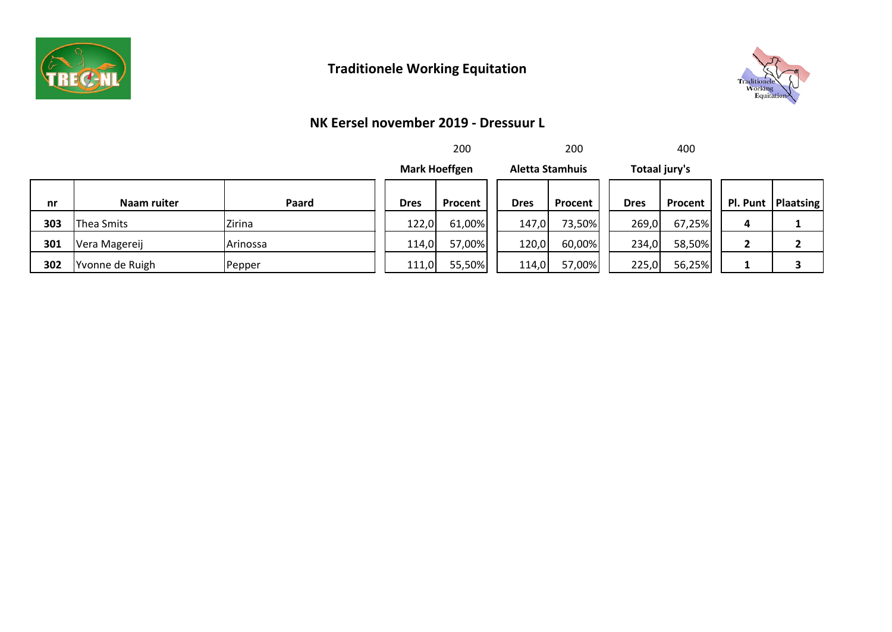## Traditionele Working Equitation

### NK Eersel november 2019 - Dressuur L

| | | | 200 | | 200 | | 400 | | | |
|---|---|---|---|---|---|---|---|---|---|---|
| | | | Mark Hoeffgen | | Aletta Stamhuis | | Totaal jury's | | | |
| **nr** | **Naam ruiter** | **Paard** | **Dres** | **Procent** | **Dres** | **Procent** | **Dres** | **Procent** | **Pl. Punt** | **Plaatsing** |
| **303** | Thea Smits | Zirina | 122,0 | 61,00% | 147,0 | 73,50% | 269,0 | 67,25% | **4** | **1** |
| **301** | Vera Magereij | Arinossa | 114,0 | 57,00% | 120,0 | 60,00% | 234,0 | 58,50% | **2** | **2** |
| **302** | Yvonne de Ruigh | Pepper | 111,0 | 55,50% | 114,0 | 57,00% | 225,0 | 56,25% | **1** | **3** |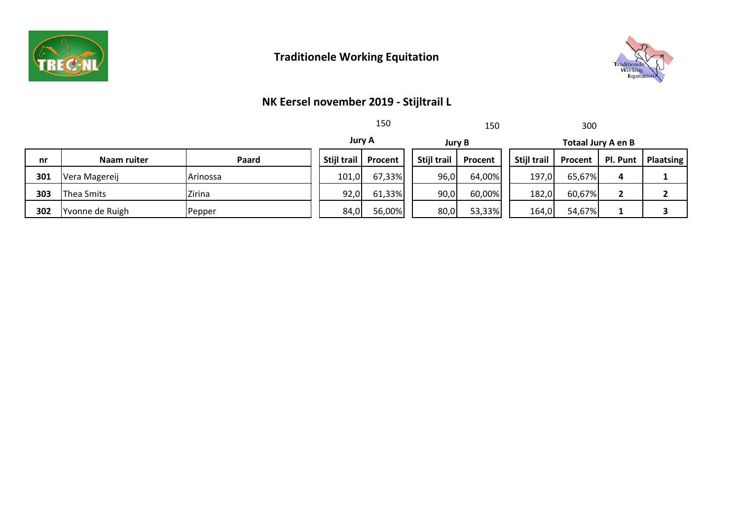# Traditionele Working Equitation

## NK Eersel november 2019 - Stijltrail L

| | | | 150 | | 150 | | 300 | | | |
|---|---|---|---|---|---|---|---|---|---|---|
| | | | Jury A | | Jury B | | Totaal Jury A en B | | | |
| **nr** | **Naam ruiter** | **Paard** | **Stijl trail** | **Procent** | **Stijl trail** | **Procent** | **Stijl trail** | **Procent** | **Pl. Punt** | **Plaatsing** |
| **301** | Vera Magereij | Arinossa | 101,0 | 67,33% | 96,0 | 64,00% | 197,0 | 65,67% | **4** | **1** |
| **303** | Thea Smits | Zirina | 92,0 | 61,33% | 90,0 | 60,00% | 182,0 | 60,67% | **2** | **2** |
| **302** | Yvonne de Ruigh | Pepper | 84,0 | 56,00% | 80,0 | 53,33% | 164,0 | 54,67% | **1** | **3** |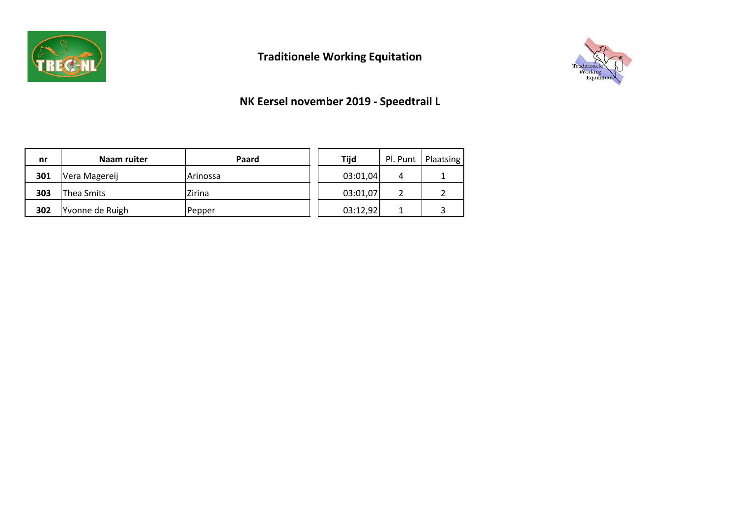# Traditionele Working Equitation

## NK Eersel november 2019 - Speedtrail L

| nr | Naam ruiter | Paard | Tijd | Pl. Punt | Plaatsing |
|---|---|---|---|---|---|
| **301** | Vera Magereij | Arinossa | 03:01,04 | 4 | 1 |
| **303** | Thea Smits | Zirina | 03:01,07 | 2 | 2 |
| **302** | Yvonne de Ruigh | Pepper | 03:12,92 | 1 | 3 |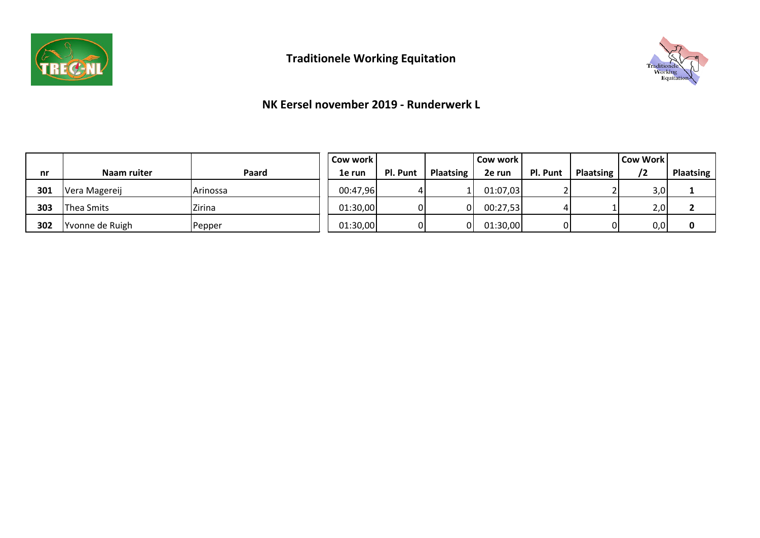# Traditionele Working Equitation

## NK Eersel november 2019 - Runderwerk L

| nr | Naam ruiter | Paard | Cow work 1e run | Pl. Punt | Plaatsing | Cow work 2e run | Pl. Punt | Plaatsing | Cow Work /2 | Plaatsing |
|---|---|---|---|---|---|---|---|---|---|---|
| **301** | Vera Magereij | Arinossa | 00:47,96 | 4 | 1 | 01:07,03 | 2 | 2 | 3,0 | **1** |
| **303** | Thea Smits | Zirina | 01:30,00 | 0 | 0 | 00:27,53 | 4 | 1 | 2,0 | **2** |
| **302** | Yvonne de Ruigh | Pepper | 01:30,00 | 0 | 0 | 01:30,00 | 0 | 0 | 0,0 | **0** |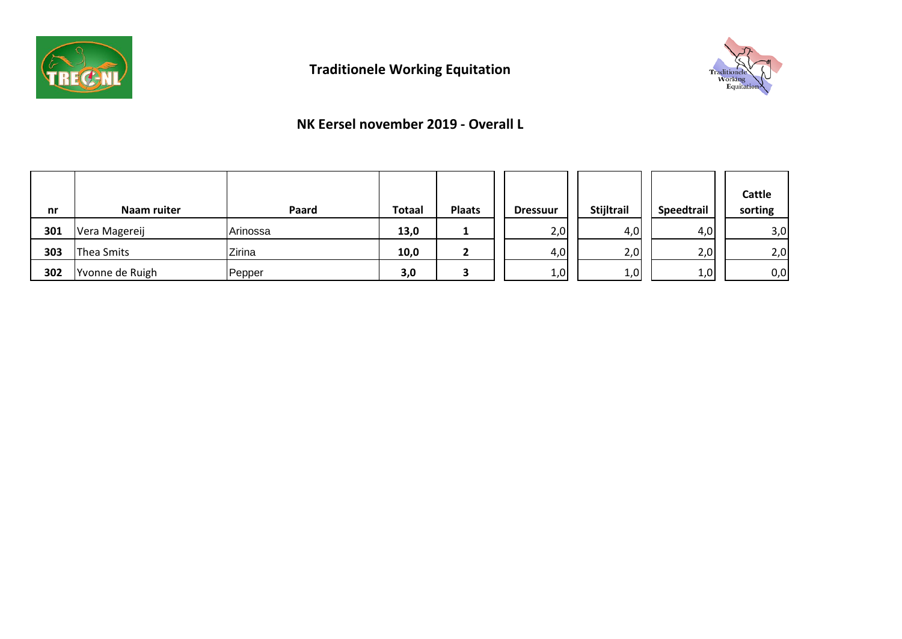# Traditionele Working Equitation

## NK Eersel november 2019 - Overall L

| nr | Naam ruiter | Paard | Totaal | Plaats | Dressuur | Stijltrail | Speedtrail | Cattle sorting |
|---|---|---|---|---|---|---|---|---|
| **301** | Vera Magereij | Arinossa | **13,0** | **1** | 2,0 | 4,0 | 4,0 | 3,0 |
| **303** | Thea Smits | Zirina | **10,0** | **2** | 4,0 | 2,0 | 2,0 | 2,0 |
| **302** | Yvonne de Ruigh | Pepper | **3,0** | **3** | 1,0 | 1,0 | 1,0 | 0,0 |